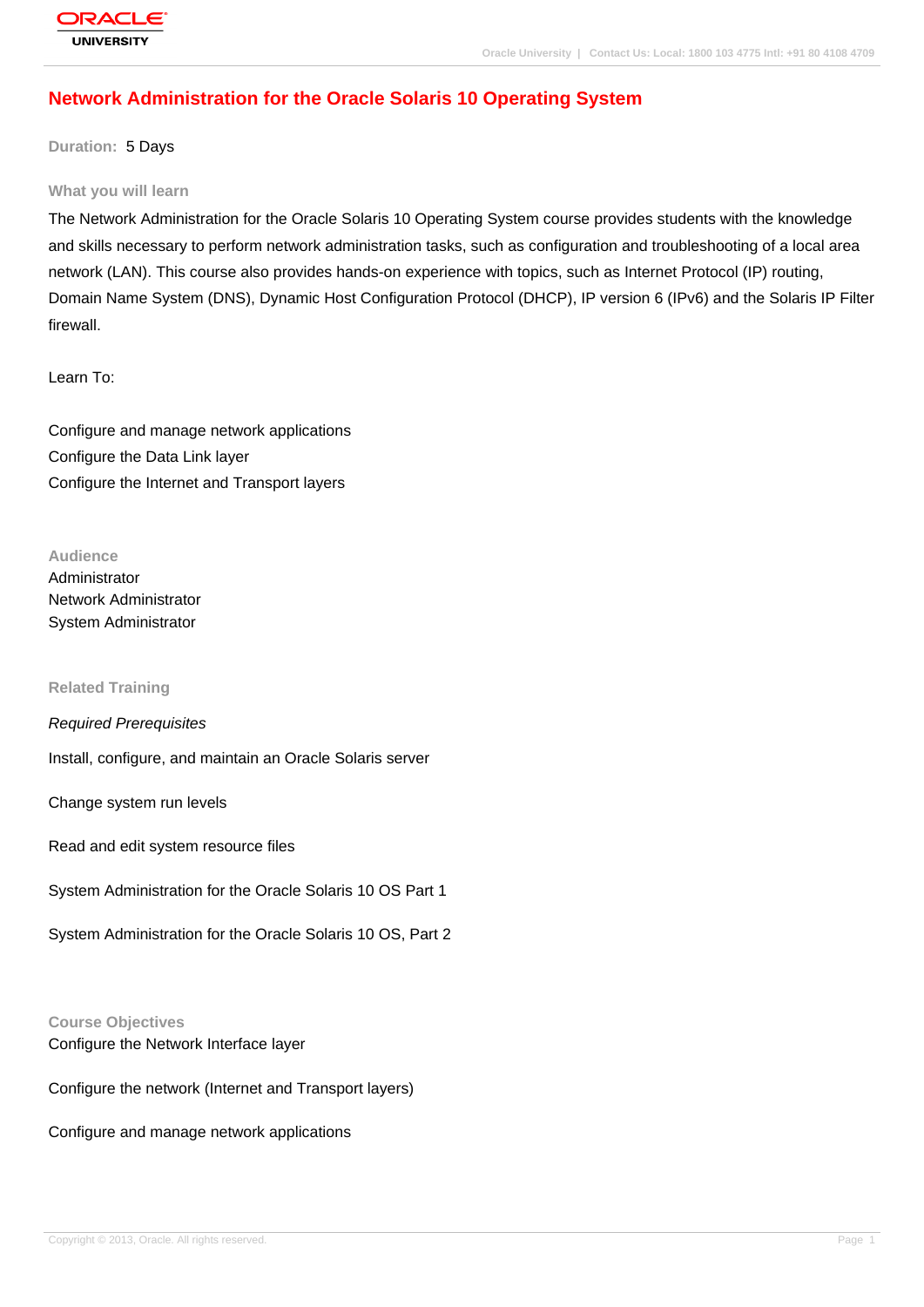# Network Administration for the Oracle Solaris 10 Operating System

**Duration:** 5 Days

## What you will learn

The Network Administration for the Oracle Solaris 10 Operating System course provides students with the knowledge and skills necessary to perform network administration tasks, such as configuration and troubleshooting of a local area network (LAN). This course also provides hands-on experience with topics, such as Internet Protocol (IP) routing, Domain Name System (DNS), Dynamic Host Configuration Protocol (DHCP), IP version 6 (IPv6) and the Solaris IP Filter firewall.

Learn To:

Configure and manage network applications
Configure the Data Link layer
Configure the Internet and Transport layers

## Audience

Administrator
Network Administrator
System Administrator

## Related Training

*Required Prerequisites*

Install, configure, and maintain an Oracle Solaris server

Change system run levels

Read and edit system resource files

System Administration for the Oracle Solaris 10 OS Part 1

System Administration for the Oracle Solaris 10 OS, Part 2

## Course Objectives

Configure the Network Interface layer

Configure the network (Internet and Transport layers)

Configure and manage network applications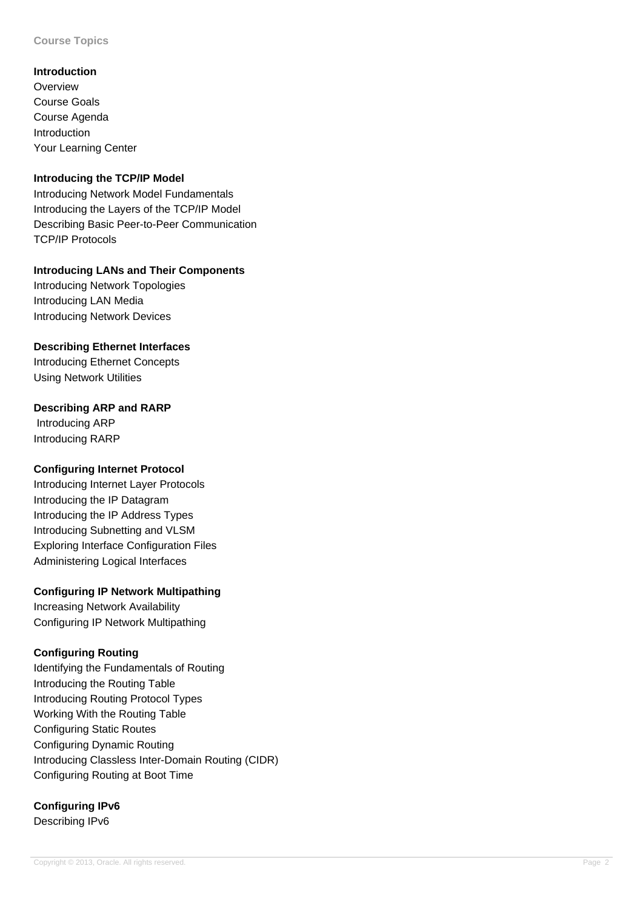## Course Topics

### Introduction

Overview
Course Goals
Course Agenda
Introduction
Your Learning Center

### Introducing the TCP/IP Model

Introducing Network Model Fundamentals
Introducing the Layers of the TCP/IP Model
Describing Basic Peer-to-Peer Communication
TCP/IP Protocols

### Introducing LANs and Their Components

Introducing Network Topologies
Introducing LAN Media
Introducing Network Devices

### Describing Ethernet Interfaces

Introducing Ethernet Concepts
Using Network Utilities

### Describing ARP and RARP

Introducing ARP
Introducing RARP

### Configuring Internet Protocol

Introducing Internet Layer Protocols
Introducing the IP Datagram
Introducing the IP Address Types
Introducing Subnetting and VLSM
Exploring Interface Configuration Files
Administering Logical Interfaces

### Configuring IP Network Multipathing

Increasing Network Availability
Configuring IP Network Multipathing

### Configuring Routing

Identifying the Fundamentals of Routing
Introducing the Routing Table
Introducing Routing Protocol Types
Working With the Routing Table
Configuring Static Routes
Configuring Dynamic Routing
Introducing Classless Inter-Domain Routing (CIDR)
Configuring Routing at Boot Time

### Configuring IPv6

Describing IPv6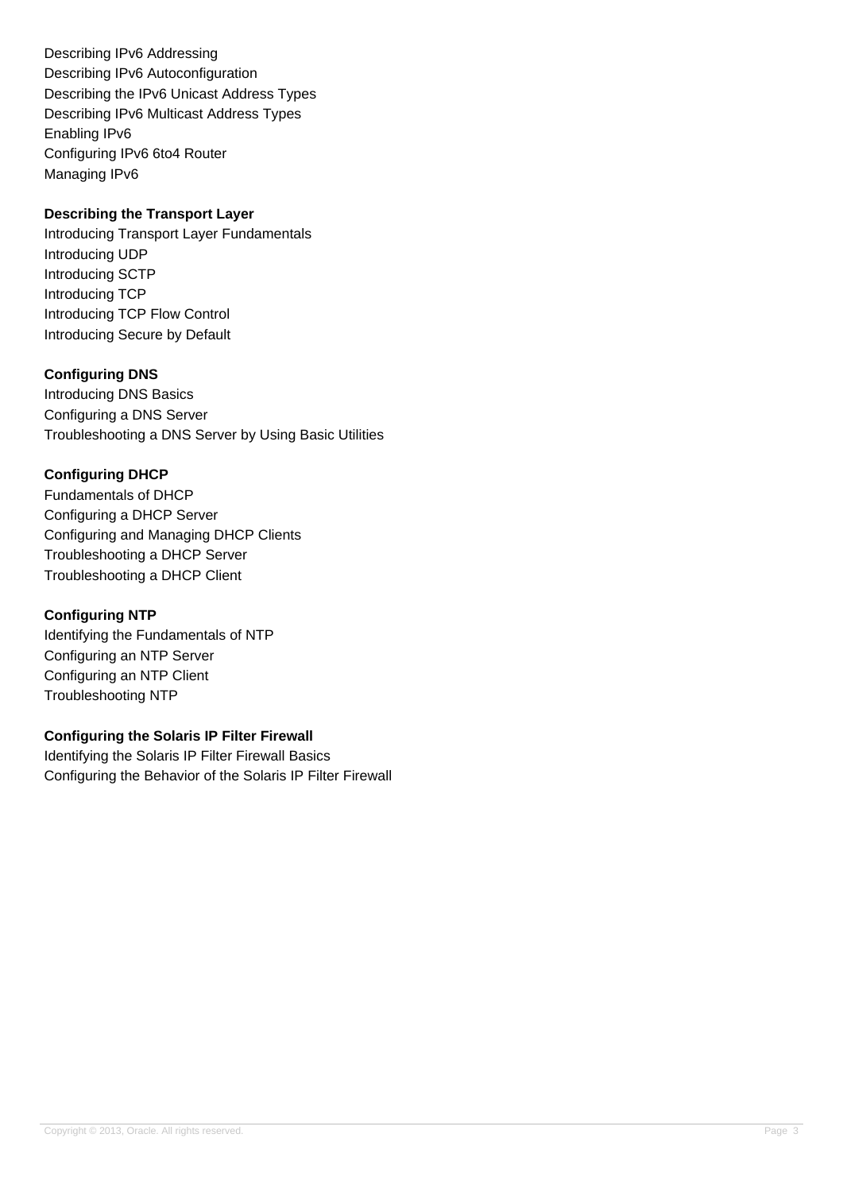Describing IPv6 Addressing
Describing IPv6 Autoconfiguration
Describing the IPv6 Unicast Address Types
Describing IPv6 Multicast Address Types
Enabling IPv6
Configuring IPv6 6to4 Router
Managing IPv6

**Describing the Transport Layer**

Introducing Transport Layer Fundamentals
Introducing UDP
Introducing SCTP
Introducing TCP
Introducing TCP Flow Control
Introducing Secure by Default

**Configuring DNS**

Introducing DNS Basics
Configuring a DNS Server
Troubleshooting a DNS Server by Using Basic Utilities

**Configuring DHCP**

Fundamentals of DHCP
Configuring a DHCP Server
Configuring and Managing DHCP Clients
Troubleshooting a DHCP Server
Troubleshooting a DHCP Client

**Configuring NTP**

Identifying the Fundamentals of NTP
Configuring an NTP Server
Configuring an NTP Client
Troubleshooting NTP

**Configuring the Solaris IP Filter Firewall**

Identifying the Solaris IP Filter Firewall Basics
Configuring the Behavior of the Solaris IP Filter Firewall